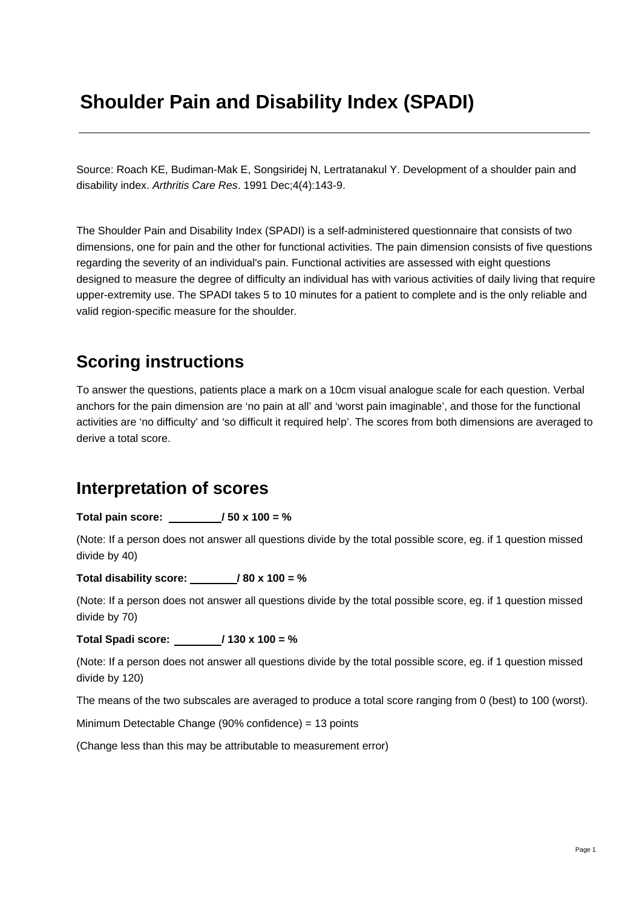# Shoulder Pain and Disability Index (SPADI)

---

Source: Roach KE, Budiman-Mak E, Songsiridej N, Lertratanakul Y. Development of a shoulder pain and disability index. *Arthritis Care Res*. 1991 Dec;4(4):143-9.

The Shoulder Pain and Disability Index (SPADI) is a self-administered questionnaire that consists of two dimensions, one for pain and the other for functional activities. The pain dimension consists of five questions regarding the severity of an individual's pain. Functional activities are assessed with eight questions designed to measure the degree of difficulty an individual has with various activities of daily living that require upper-extremity use. The SPADI takes 5 to 10 minutes for a patient to complete and is the only reliable and valid region-specific measure for the shoulder.

## Scoring instructions

To answer the questions, patients place a mark on a 10cm visual analogue scale for each question. Verbal anchors for the pain dimension are 'no pain at all' and 'worst pain imaginable', and those for the functional activities are 'no difficulty' and 'so difficult it required help'. The scores from both dimensions are averaged to derive a total score.

## Interpretation of scores

**Total pain score: ________ / 50 x 100 = %**

(Note: If a person does not answer all questions divide by the total possible score, eg. if 1 question missed divide by 40)

**Total disability score: ________ / 80 x 100 = %**

(Note: If a person does not answer all questions divide by the total possible score, eg. if 1 question missed divide by 70)

**Total Spadi score: ________ / 130 x 100 = %**

(Note: If a person does not answer all questions divide by the total possible score, eg. if 1 question missed divide by 120)

The means of the two subscales are averaged to produce a total score ranging from 0 (best) to 100 (worst).

Minimum Detectable Change (90% confidence) = 13 points

(Change less than this may be attributable to measurement error)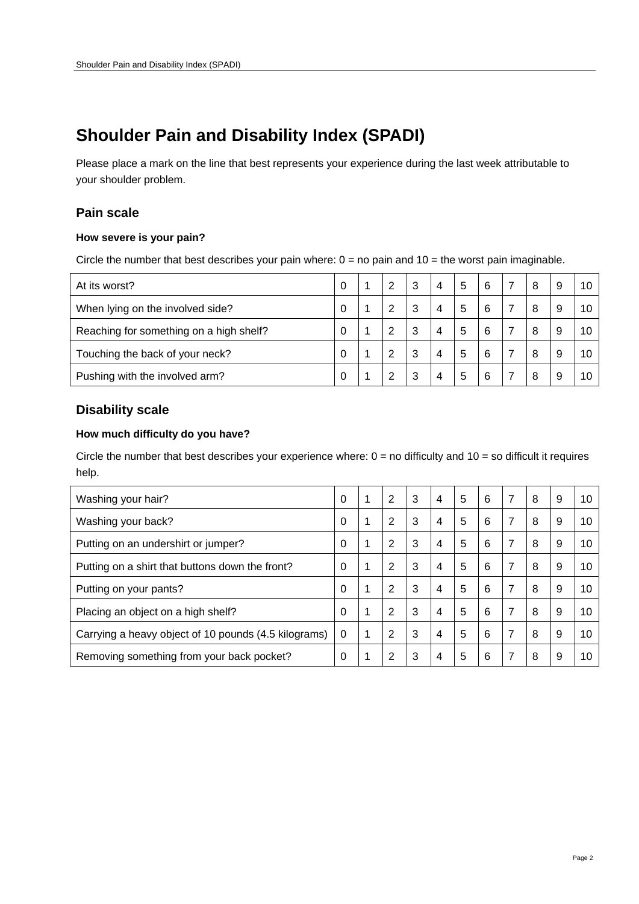# Shoulder Pain and Disability Index (SPADI)

Please place a mark on the line that best represents your experience during the last week attributable to your shoulder problem.

## Pain scale

### How severe is your pain?

Circle the number that best describes your pain where: 0 = no pain and 10 = the worst pain imaginable.

| | | | | | | | | | | | |
|---|---|---|---|---|---|---|---|---|---|---|---|
| At its worst? | 0 | 1 | 2 | 3 | 4 | 5 | 6 | 7 | 8 | 9 | 10 |
| When lying on the involved side? | 0 | 1 | 2 | 3 | 4 | 5 | 6 | 7 | 8 | 9 | 10 |
| Reaching for something on a high shelf? | 0 | 1 | 2 | 3 | 4 | 5 | 6 | 7 | 8 | 9 | 10 |
| Touching the back of your neck? | 0 | 1 | 2 | 3 | 4 | 5 | 6 | 7 | 8 | 9 | 10 |
| Pushing with the involved arm? | 0 | 1 | 2 | 3 | 4 | 5 | 6 | 7 | 8 | 9 | 10 |

## Disability scale

### How much difficulty do you have?

Circle the number that best describes your experience where: 0 = no difficulty and 10 = so difficult it requires help.

| | | | | | | | | | | | |
|---|---|---|---|---|---|---|---|---|---|---|---|
| Washing your hair? | 0 | 1 | 2 | 3 | 4 | 5 | 6 | 7 | 8 | 9 | 10 |
| Washing your back? | 0 | 1 | 2 | 3 | 4 | 5 | 6 | 7 | 8 | 9 | 10 |
| Putting on an undershirt or jumper? | 0 | 1 | 2 | 3 | 4 | 5 | 6 | 7 | 8 | 9 | 10 |
| Putting on a shirt that buttons down the front? | 0 | 1 | 2 | 3 | 4 | 5 | 6 | 7 | 8 | 9 | 10 |
| Putting on your pants? | 0 | 1 | 2 | 3 | 4 | 5 | 6 | 7 | 8 | 9 | 10 |
| Placing an object on a high shelf? | 0 | 1 | 2 | 3 | 4 | 5 | 6 | 7 | 8 | 9 | 10 |
| Carrying a heavy object of 10 pounds (4.5 kilograms) | 0 | 1 | 2 | 3 | 4 | 5 | 6 | 7 | 8 | 9 | 10 |
| Removing something from your back pocket? | 0 | 1 | 2 | 3 | 4 | 5 | 6 | 7 | 8 | 9 | 10 |